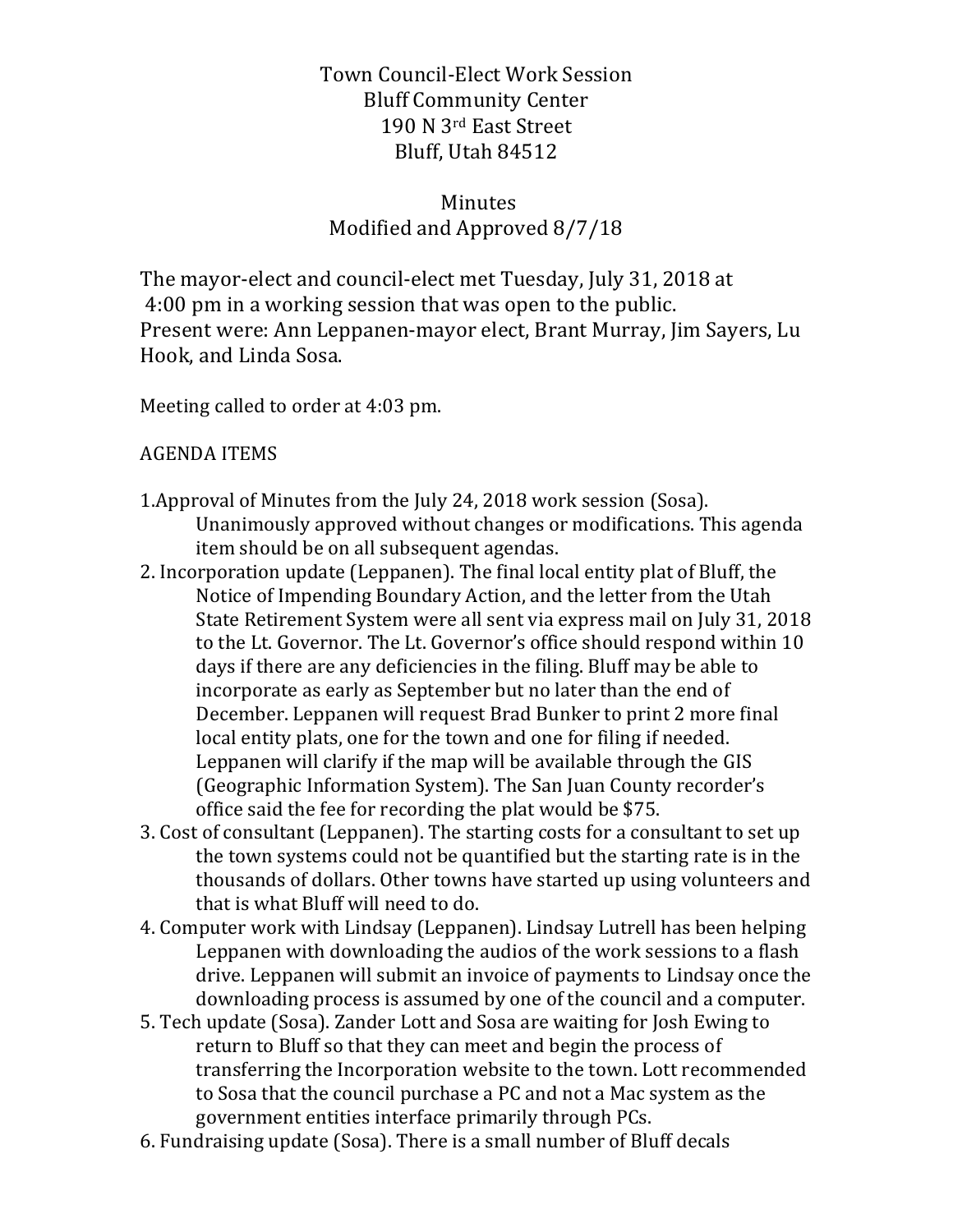Town Council-Elect Work Session
Bluff Community Center
190 N 3rd East Street
Bluff, Utah 84512

Minutes
Modified and Approved 8/7/18

The mayor-elect and council-elect met Tuesday, July 31, 2018 at 4:00 pm in a working session that was open to the public. Present were: Ann Leppanen-mayor elect, Brant Murray, Jim Sayers, Lu Hook, and Linda Sosa.

Meeting called to order at 4:03 pm.

AGENDA ITEMS

1. Approval of Minutes from the July 24, 2018 work session (Sosa). Unanimously approved without changes or modifications. This agenda item should be on all subsequent agendas.
2. Incorporation update (Leppanen). The final local entity plat of Bluff, the Notice of Impending Boundary Action, and the letter from the Utah State Retirement System were all sent via express mail on July 31, 2018 to the Lt. Governor. The Lt. Governor's office should respond within 10 days if there are any deficiencies in the filing. Bluff may be able to incorporate as early as September but no later than the end of December. Leppanen will request Brad Bunker to print 2 more final local entity plats, one for the town and one for filing if needed. Leppanen will clarify if the map will be available through the GIS (Geographic Information System). The San Juan County recorder's office said the fee for recording the plat would be $75.
3. Cost of consultant (Leppanen). The starting costs for a consultant to set up the town systems could not be quantified but the starting rate is in the thousands of dollars. Other towns have started up using volunteers and that is what Bluff will need to do.
4. Computer work with Lindsay (Leppanen). Lindsay Lutrell has been helping Leppanen with downloading the audios of the work sessions to a flash drive. Leppanen will submit an invoice of payments to Lindsay once the downloading process is assumed by one of the council and a computer.
5. Tech update (Sosa). Zander Lott and Sosa are waiting for Josh Ewing to return to Bluff so that they can meet and begin the process of transferring the Incorporation website to the town. Lott recommended to Sosa that the council purchase a PC and not a Mac system as the government entities interface primarily through PCs.
6. Fundraising update (Sosa). There is a small number of Bluff decals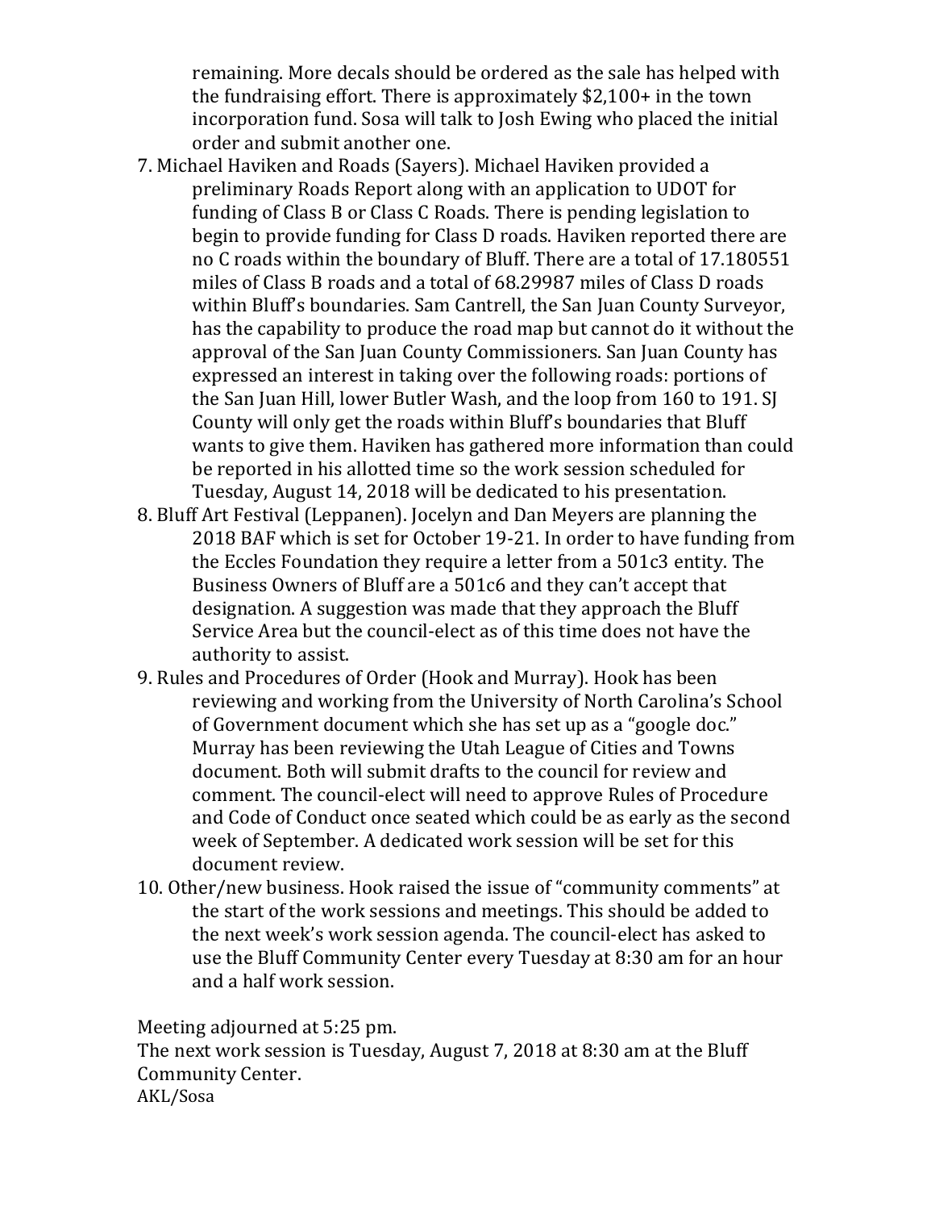remaining. More decals should be ordered as the sale has helped with the fundraising effort. There is approximately $2,100+ in the town incorporation fund. Sosa will talk to Josh Ewing who placed the initial order and submit another one.

7. Michael Haviken and Roads (Sayers). Michael Haviken provided a preliminary Roads Report along with an application to UDOT for funding of Class B or Class C Roads. There is pending legislation to begin to provide funding for Class D roads. Haviken reported there are no C roads within the boundary of Bluff. There are a total of 17.180551 miles of Class B roads and a total of 68.29987 miles of Class D roads within Bluff's boundaries. Sam Cantrell, the San Juan County Surveyor, has the capability to produce the road map but cannot do it without the approval of the San Juan County Commissioners. San Juan County has expressed an interest in taking over the following roads: portions of the San Juan Hill, lower Butler Wash, and the loop from 160 to 191. SJ County will only get the roads within Bluff's boundaries that Bluff wants to give them. Haviken has gathered more information than could be reported in his allotted time so the work session scheduled for Tuesday, August 14, 2018 will be dedicated to his presentation.
8. Bluff Art Festival (Leppanen). Jocelyn and Dan Meyers are planning the 2018 BAF which is set for October 19-21. In order to have funding from the Eccles Foundation they require a letter from a 501c3 entity. The Business Owners of Bluff are a 501c6 and they can't accept that designation. A suggestion was made that they approach the Bluff Service Area but the council-elect as of this time does not have the authority to assist.
9. Rules and Procedures of Order (Hook and Murray). Hook has been reviewing and working from the University of North Carolina's School of Government document which she has set up as a "google doc." Murray has been reviewing the Utah League of Cities and Towns document. Both will submit drafts to the council for review and comment. The council-elect will need to approve Rules of Procedure and Code of Conduct once seated which could be as early as the second week of September. A dedicated work session will be set for this document review.
10. Other/new business. Hook raised the issue of "community comments" at the start of the work sessions and meetings. This should be added to the next week's work session agenda. The council-elect has asked to use the Bluff Community Center every Tuesday at 8:30 am for an hour and a half work session.

Meeting adjourned at 5:25 pm.
The next work session is Tuesday, August 7, 2018 at 8:30 am at the Bluff Community Center.
AKL/Sosa